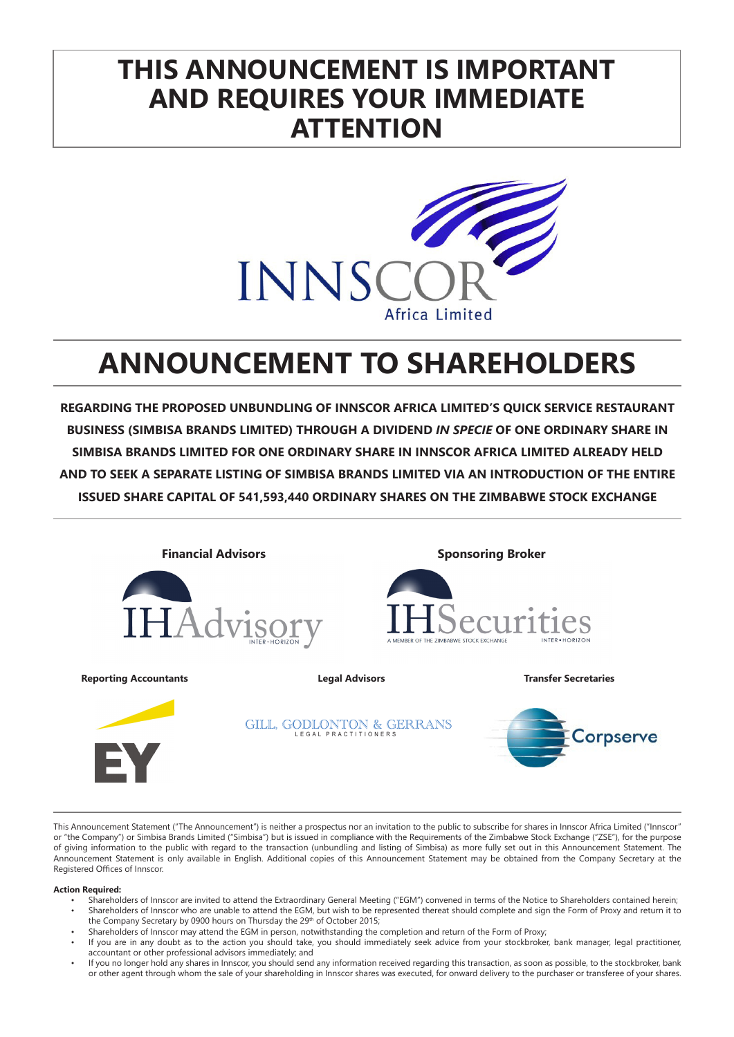# THIS ANNOUNCEMENT IS IMPORTANT AND REQUIRES YOUR IMMEDIATE ATTENTION

INNSCOR Africa Limited

# ANNOUNCEMENT TO SHAREHOLDERS

**REGARDING THE PROPOSED UNBUNDLING OF INNSCOR AFRICA LIMITED'S QUICK SERVICE RESTAURANT BUSINESS (SIMBISA BRANDS LIMITED) THROUGH A DIVIDEND *IN SPECIE* OF ONE ORDINARY SHARE IN SIMBISA BRANDS LIMITED FOR ONE ORDINARY SHARE IN INNSCOR AFRICA LIMITED ALREADY HELD AND TO SEEK A SEPARATE LISTING OF SIMBISA BRANDS LIMITED VIA AN INTRODUCTION OF THE ENTIRE ISSUED SHARE CAPITAL OF 541,593,440 ORDINARY SHARES ON THE ZIMBABWE STOCK EXCHANGE**

**Financial Advisors**

IHAdvisory INTER-HORIZON

**Sponsoring Broker**

IHSecurities A MEMBER OF THE ZIMBABWE STOCK EXCHANGE INTER-HORIZON

**Reporting Accountants**

EY

**Legal Advisors**

GILL, GODLONTON & GERRANS LEGAL PRACTITIONERS

**Transfer Secretaries**

Corpserve

This Announcement Statement ("The Announcement") is neither a prospectus nor an invitation to the public to subscribe for shares in Innscor Africa Limited ("Innscor" or "the Company") or Simbisa Brands Limited ("Simbisa") but is issued in compliance with the Requirements of the Zimbabwe Stock Exchange ("ZSE"), for the purpose of giving information to the public with regard to the transaction (unbundling and listing of Simbisa) as more fully set out in this Announcement Statement. The Announcement Statement is only available in English. Additional copies of this Announcement Statement may be obtained from the Company Secretary at the Registered Offices of Innscor.

**Action Required:**

- Shareholders of Innscor are invited to attend the Extraordinary General Meeting ("EGM") convened in terms of the Notice to Shareholders contained herein;
- Shareholders of Innscor who are unable to attend the EGM, but wish to be represented thereat should complete and sign the Form of Proxy and return it to the Company Secretary by 0900 hours on Thursday the 29th of October 2015;
- Shareholders of Innscor may attend the EGM in person, notwithstanding the completion and return of the Form of Proxy;
- If you are in any doubt as to the action you should take, you should immediately seek advice from your stockbroker, bank manager, legal practitioner, accountant or other professional advisors immediately; and
- If you no longer hold any shares in Innscor, you should send any information received regarding this transaction, as soon as possible, to the stockbroker, bank or other agent through whom the sale of your shareholding in Innscor shares was executed, for onward delivery to the purchaser or transferee of your shares.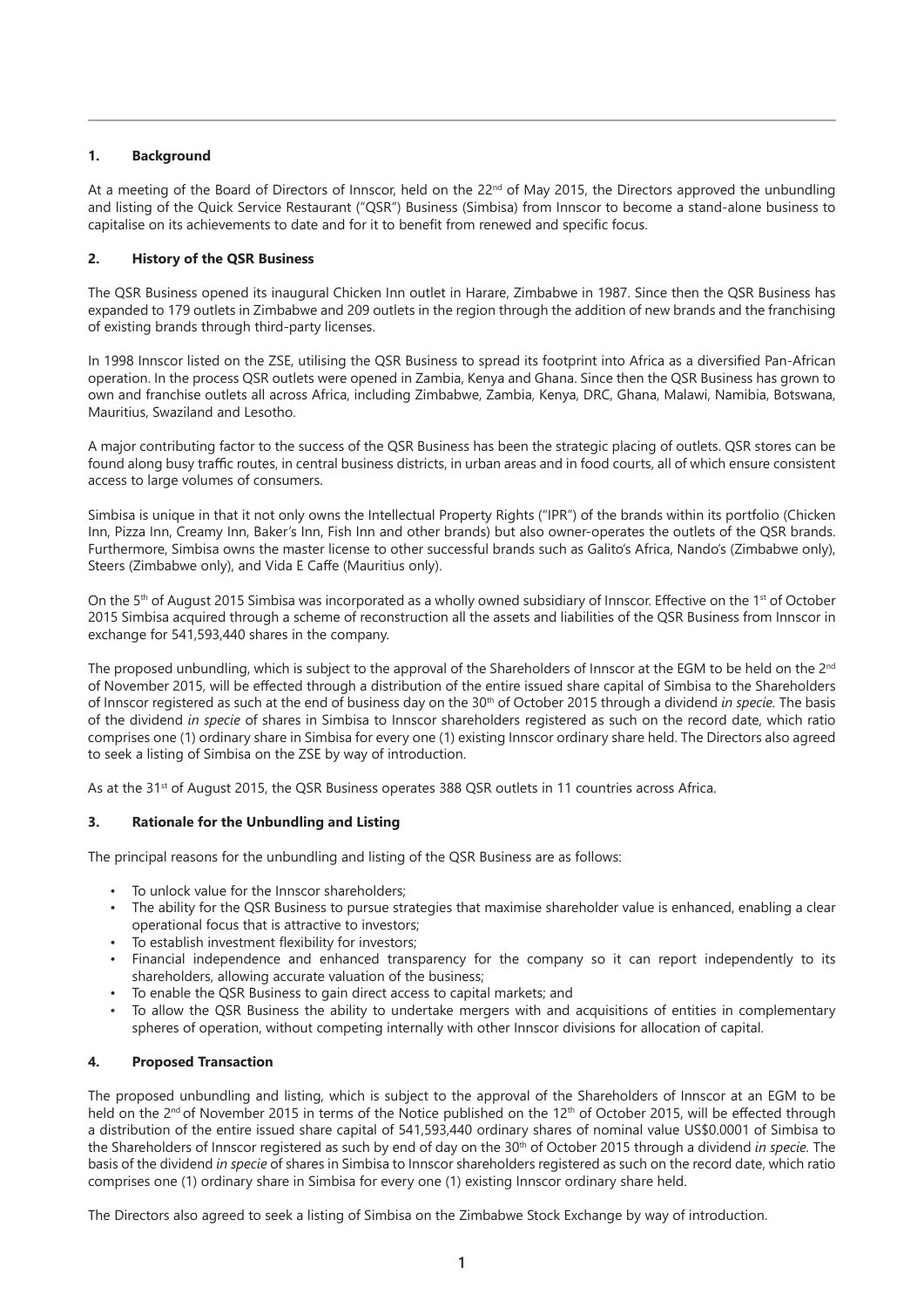## 1. Background

At a meeting of the Board of Directors of Innscor, held on the 22nd of May 2015, the Directors approved the unbundling and listing of the Quick Service Restaurant ("QSR") Business (Simbisa) from Innscor to become a stand-alone business to capitalise on its achievements to date and for it to benefit from renewed and specific focus.

## 2. History of the QSR Business

The QSR Business opened its inaugural Chicken Inn outlet in Harare, Zimbabwe in 1987. Since then the QSR Business has expanded to 179 outlets in Zimbabwe and 209 outlets in the region through the addition of new brands and the franchising of existing brands through third-party licenses.

In 1998 Innscor listed on the ZSE, utilising the QSR Business to spread its footprint into Africa as a diversified Pan-African operation. In the process QSR outlets were opened in Zambia, Kenya and Ghana. Since then the QSR Business has grown to own and franchise outlets all across Africa, including Zimbabwe, Zambia, Kenya, DRC, Ghana, Malawi, Namibia, Botswana, Mauritius, Swaziland and Lesotho.

A major contributing factor to the success of the QSR Business has been the strategic placing of outlets. QSR stores can be found along busy traffic routes, in central business districts, in urban areas and in food courts, all of which ensure consistent access to large volumes of consumers.

Simbisa is unique in that it not only owns the Intellectual Property Rights ("IPR") of the brands within its portfolio (Chicken Inn, Pizza Inn, Creamy Inn, Baker's Inn, Fish Inn and other brands) but also owner-operates the outlets of the QSR brands. Furthermore, Simbisa owns the master license to other successful brands such as Galito's Africa, Nando's (Zimbabwe only), Steers (Zimbabwe only), and Vida E Caffe (Mauritius only).

On the 5th of August 2015 Simbisa was incorporated as a wholly owned subsidiary of Innscor. Effective on the 1st of October 2015 Simbisa acquired through a scheme of reconstruction all the assets and liabilities of the QSR Business from Innscor in exchange for 541,593,440 shares in the company.

The proposed unbundling, which is subject to the approval of the Shareholders of Innscor at the EGM to be held on the 2nd of November 2015, will be effected through a distribution of the entire issued share capital of Simbisa to the Shareholders of Innscor registered as such at the end of business day on the 30th of October 2015 through a dividend *in specie*. The basis of the dividend *in specie* of shares in Simbisa to Innscor shareholders registered as such on the record date, which ratio comprises one (1) ordinary share in Simbisa for every one (1) existing Innscor ordinary share held. The Directors also agreed to seek a listing of Simbisa on the ZSE by way of introduction.

As at the 31st of August 2015, the QSR Business operates 388 QSR outlets in 11 countries across Africa.

## 3. Rationale for the Unbundling and Listing

The principal reasons for the unbundling and listing of the QSR Business are as follows:

- To unlock value for the Innscor shareholders;
- The ability for the QSR Business to pursue strategies that maximise shareholder value is enhanced, enabling a clear operational focus that is attractive to investors;
- To establish investment flexibility for investors;
- Financial independence and enhanced transparency for the company so it can report independently to its shareholders, allowing accurate valuation of the business;
- To enable the QSR Business to gain direct access to capital markets; and
- To allow the QSR Business the ability to undertake mergers with and acquisitions of entities in complementary spheres of operation, without competing internally with other Innscor divisions for allocation of capital.

## 4. Proposed Transaction

The proposed unbundling and listing, which is subject to the approval of the Shareholders of Innscor at an EGM to be held on the 2nd of November 2015 in terms of the Notice published on the 12th of October 2015, will be effected through a distribution of the entire issued share capital of 541,593,440 ordinary shares of nominal value US$0.0001 of Simbisa to the Shareholders of Innscor registered as such by end of day on the 30th of October 2015 through a dividend *in specie*. The basis of the dividend *in specie* of shares in Simbisa to Innscor shareholders registered as such on the record date, which ratio comprises one (1) ordinary share in Simbisa for every one (1) existing Innscor ordinary share held.

The Directors also agreed to seek a listing of Simbisa on the Zimbabwe Stock Exchange by way of introduction.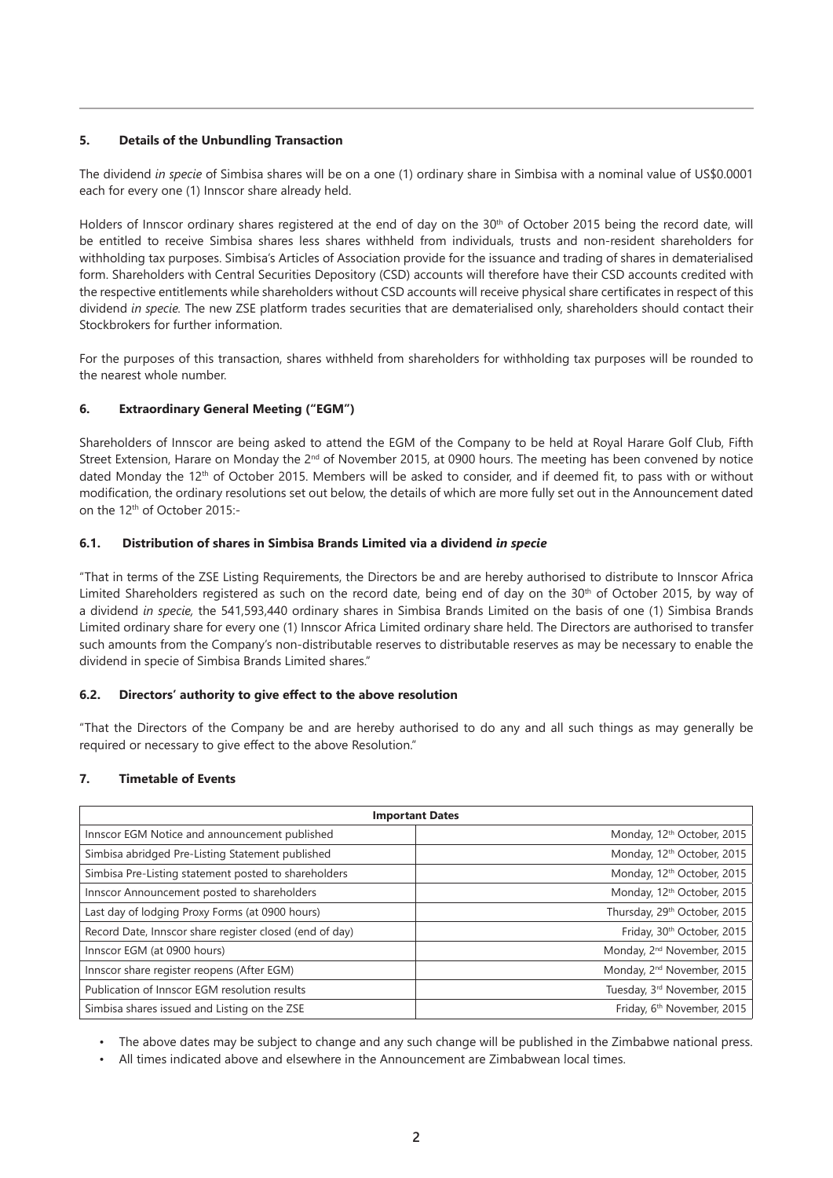## 5. Details of the Unbundling Transaction

The dividend *in specie* of Simbisa shares will be on a one (1) ordinary share in Simbisa with a nominal value of US$0.0001 each for every one (1) Innscor share already held.

Holders of Innscor ordinary shares registered at the end of day on the 30th of October 2015 being the record date, will be entitled to receive Simbisa shares less shares withheld from individuals, trusts and non-resident shareholders for withholding tax purposes. Simbisa's Articles of Association provide for the issuance and trading of shares in dematerialised form. Shareholders with Central Securities Depository (CSD) accounts will therefore have their CSD accounts credited with the respective entitlements while shareholders without CSD accounts will receive physical share certificates in respect of this dividend *in specie.* The new ZSE platform trades securities that are dematerialised only, shareholders should contact their Stockbrokers for further information.

For the purposes of this transaction, shares withheld from shareholders for withholding tax purposes will be rounded to the nearest whole number.

## 6. Extraordinary General Meeting ("EGM")

Shareholders of Innscor are being asked to attend the EGM of the Company to be held at Royal Harare Golf Club, Fifth Street Extension, Harare on Monday the 2nd of November 2015, at 0900 hours. The meeting has been convened by notice dated Monday the 12th of October 2015. Members will be asked to consider, and if deemed fit, to pass with or without modification, the ordinary resolutions set out below, the details of which are more fully set out in the Announcement dated on the 12th of October 2015:-

### 6.1. Distribution of shares in Simbisa Brands Limited via a dividend *in specie*

"That in terms of the ZSE Listing Requirements, the Directors be and are hereby authorised to distribute to Innscor Africa Limited Shareholders registered as such on the record date, being end of day on the 30th of October 2015, by way of a dividend *in specie,* the 541,593,440 ordinary shares in Simbisa Brands Limited on the basis of one (1) Simbisa Brands Limited ordinary share for every one (1) Innscor Africa Limited ordinary share held. The Directors are authorised to transfer such amounts from the Company's non-distributable reserves to distributable reserves as may be necessary to enable the dividend in specie of Simbisa Brands Limited shares."

### 6.2. Directors' authority to give effect to the above resolution

"That the Directors of the Company be and are hereby authorised to do any and all such things as may generally be required or necessary to give effect to the above Resolution."

## 7. Timetable of Events

| Important Dates | |
|---|---|
| Innscor EGM Notice and announcement published | Monday, 12th October, 2015 |
| Simbisa abridged Pre-Listing Statement published | Monday, 12th October, 2015 |
| Simbisa Pre-Listing statement posted to shareholders | Monday, 12th October, 2015 |
| Innscor Announcement posted to shareholders | Monday, 12th October, 2015 |
| Last day of lodging Proxy Forms (at 0900 hours) | Thursday, 29th October, 2015 |
| Record Date, Innscor share register closed (end of day) | Friday, 30th October, 2015 |
| Innscor EGM (at 0900 hours) | Monday, 2nd November, 2015 |
| Innscor share register reopens (After EGM) | Monday, 2nd November, 2015 |
| Publication of Innscor EGM resolution results | Tuesday, 3rd November, 2015 |
| Simbisa shares issued and Listing on the ZSE | Friday, 6th November, 2015 |

- The above dates may be subject to change and any such change will be published in the Zimbabwe national press.
- All times indicated above and elsewhere in the Announcement are Zimbabwean local times.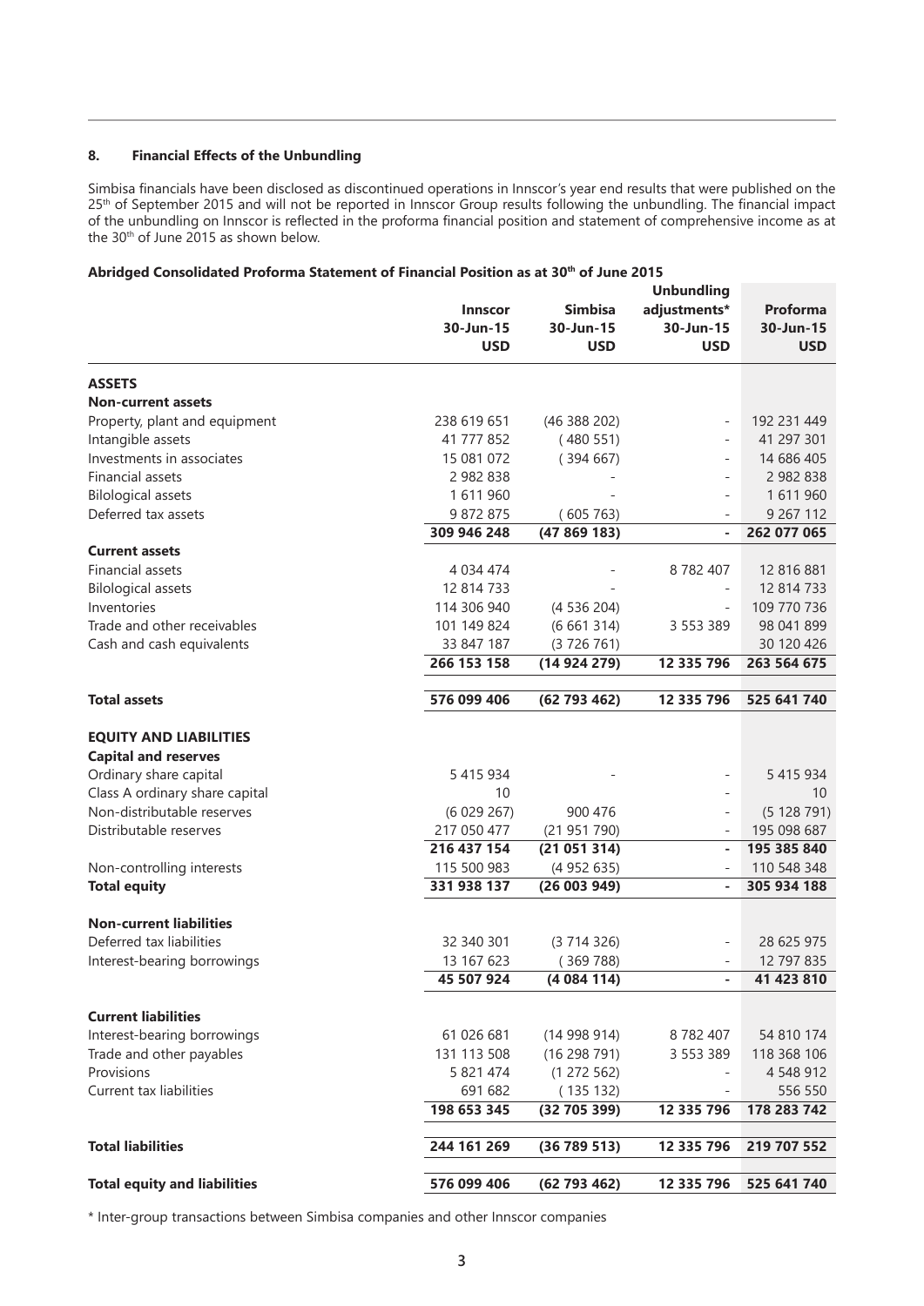## 8. Financial Effects of the Unbundling

Simbisa financials have been disclosed as discontinued operations in Innscor's year end results that were published on the 25th of September 2015 and will not be reported in Innscor Group results following the unbundling. The financial impact of the unbundling on Innscor is reflected in the proforma financial position and statement of comprehensive income as at the 30th of June 2015 as shown below.

### Abridged Consolidated Proforma Statement of Financial Position as at 30th of June 2015

| | Innscor 30-Jun-15 USD | Simbisa 30-Jun-15 USD | Unbundling adjustments* 30-Jun-15 USD | Proforma 30-Jun-15 USD |
|---|---|---|---|---|
| **ASSETS** | | | | |
| **Non-current assets** | | | | |
| Property, plant and equipment | 238 619 651 | (46 388 202) | - | 192 231 449 |
| Intangible assets | 41 777 852 | ( 480 551) | - | 41 297 301 |
| Investments in associates | 15 081 072 | ( 394 667) | - | 14 686 405 |
| Financial assets | 2 982 838 | - | - | 2 982 838 |
| Bilological assets | 1 611 960 | - | - | 1 611 960 |
| Deferred tax assets | 9 872 875 | ( 605 763) | - | 9 267 112 |
| | **309 946 248** | **(47 869 183)** | **-** | **262 077 065** |
| **Current assets** | | | | |
| Financial assets | 4 034 474 | - | 8 782 407 | 12 816 881 |
| Bilological assets | 12 814 733 | - | - | 12 814 733 |
| Inventories | 114 306 940 | (4 536 204) | - | 109 770 736 |
| Trade and other receivables | 101 149 824 | (6 661 314) | 3 553 389 | 98 041 899 |
| Cash and cash equivalents | 33 847 187 | (3 726 761) | | 30 120 426 |
| | **266 153 158** | **(14 924 279)** | **12 335 796** | **263 564 675** |
| **Total assets** | **576 099 406** | **(62 793 462)** | **12 335 796** | **525 641 740** |
| **EQUITY AND LIABILITIES** | | | | |
| **Capital and reserves** | | | | |
| Ordinary share capital | 5 415 934 | - | - | 5 415 934 |
| Class A ordinary share capital | 10 | | - | 10 |
| Non-distributable reserves | (6 029 267) | 900 476 | - | (5 128 791) |
| Distributable reserves | 217 050 477 | (21 951 790) | - | 195 098 687 |
| | **216 437 154** | **(21 051 314)** | **-** | **195 385 840** |
| Non-controlling interests | 115 500 983 | (4 952 635) | - | 110 548 348 |
| **Total equity** | **331 938 137** | **(26 003 949)** | **-** | **305 934 188** |
| **Non-current liabilities** | | | | |
| Deferred tax liabilities | 32 340 301 | (3 714 326) | - | 28 625 975 |
| Interest-bearing borrowings | 13 167 623 | ( 369 788) | - | 12 797 835 |
| | **45 507 924** | **(4 084 114)** | **-** | **41 423 810** |
| **Current liabilities** | | | | |
| Interest-bearing borrowings | 61 026 681 | (14 998 914) | 8 782 407 | 54 810 174 |
| Trade and other payables | 131 113 508 | (16 298 791) | 3 553 389 | 118 368 106 |
| Provisions | 5 821 474 | (1 272 562) | - | 4 548 912 |
| Current tax liabilities | 691 682 | ( 135 132) | - | 556 550 |
| | **198 653 345** | **(32 705 399)** | **12 335 796** | **178 283 742** |
| **Total liabilities** | **244 161 269** | **(36 789 513)** | **12 335 796** | **219 707 552** |
| **Total equity and liabilities** | **576 099 406** | **(62 793 462)** | **12 335 796** | **525 641 740** |

* Inter-group transactions between Simbisa companies and other Innscor companies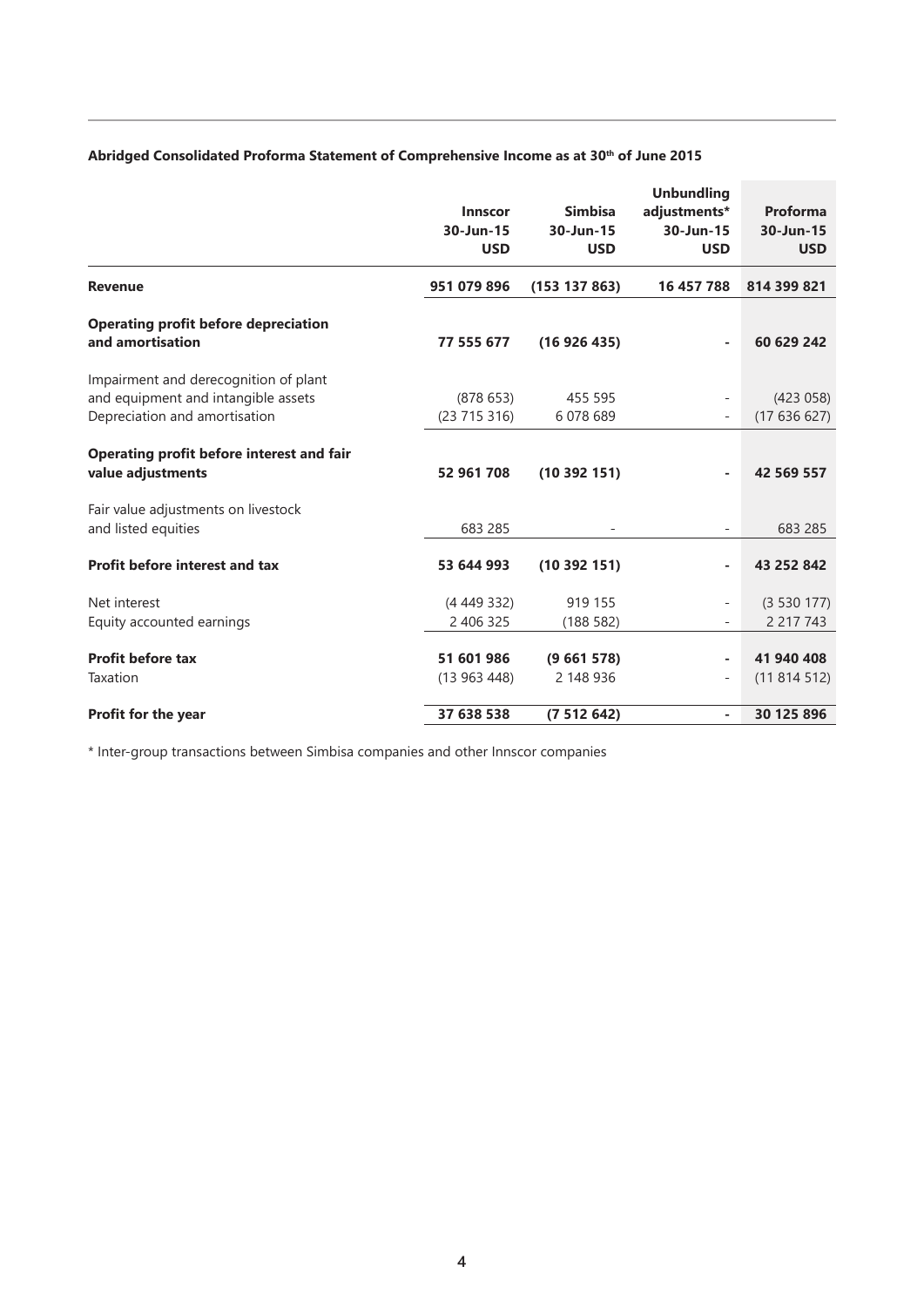**Abridged Consolidated Proforma Statement of Comprehensive Income as at 30th of June 2015**

| | Innscor 30-Jun-15 USD | Simbisa 30-Jun-15 USD | Unbundling adjustments* 30-Jun-15 USD | Proforma 30-Jun-15 USD |
|---|---|---|---|---|
| **Revenue** | **951 079 896** | **(153 137 863)** | **16 457 788** | **814 399 821** |
| **Operating profit before depreciation and amortisation** | **77 555 677** | **(16 926 435)** | **-** | **60 629 242** |
| Impairment and derecognition of plant and equipment and intangible assets | (878 653) | 455 595 | - | (423 058) |
| Depreciation and amortisation | (23 715 316) | 6 078 689 | - | (17 636 627) |
| **Operating profit before interest and fair value adjustments** | **52 961 708** | **(10 392 151)** | **-** | **42 569 557** |
| Fair value adjustments on livestock and listed equities | 683 285 | - | - | 683 285 |
| **Profit before interest and tax** | **53 644 993** | **(10 392 151)** | **-** | **43 252 842** |
| Net interest | (4 449 332) | 919 155 | - | (3 530 177) |
| Equity accounted earnings | 2 406 325 | (188 582) | - | 2 217 743 |
| **Profit before tax** | **51 601 986** | **(9 661 578)** | **-** | **41 940 408** |
| Taxation | (13 963 448) | 2 148 936 | - | (11 814 512) |
| **Profit for the year** | **37 638 538** | **(7 512 642)** | **-** | **30 125 896** |

* Inter-group transactions between Simbisa companies and other Innscor companies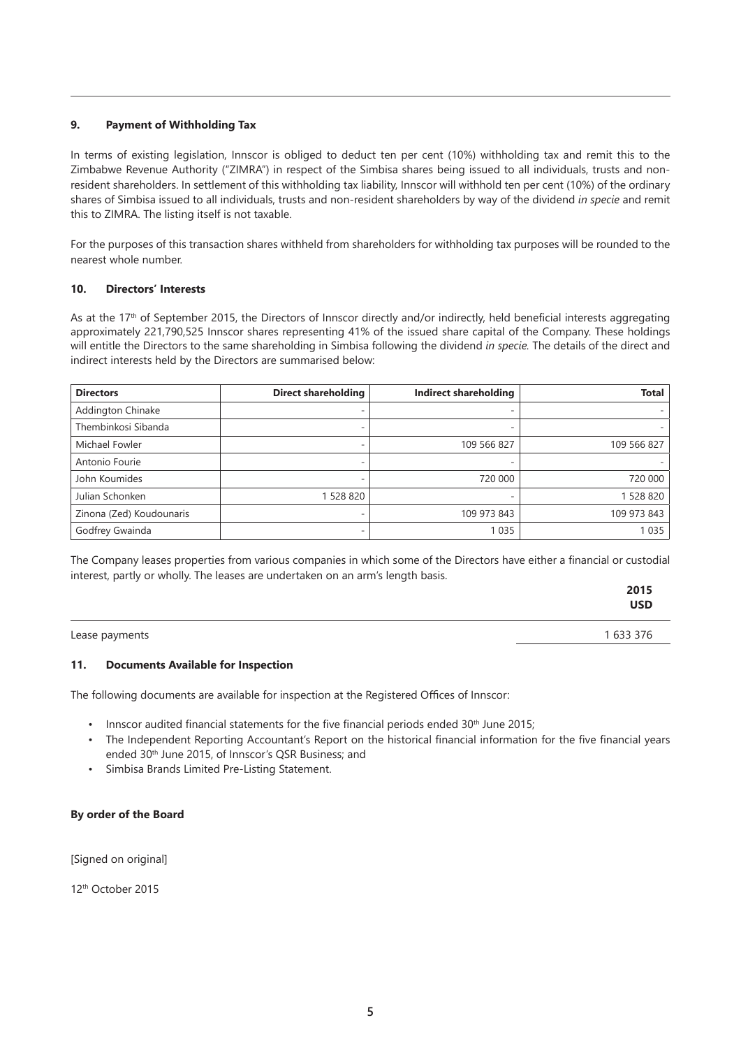## 9. Payment of Withholding Tax

In terms of existing legislation, Innscor is obliged to deduct ten per cent (10%) withholding tax and remit this to the Zimbabwe Revenue Authority ("ZIMRA") in respect of the Simbisa shares being issued to all individuals, trusts and non-resident shareholders. In settlement of this withholding tax liability, Innscor will withhold ten per cent (10%) of the ordinary shares of Simbisa issued to all individuals, trusts and non-resident shareholders by way of the dividend *in specie* and remit this to ZIMRA. The listing itself is not taxable.

For the purposes of this transaction shares withheld from shareholders for withholding tax purposes will be rounded to the nearest whole number.

## 10. Directors' Interests

As at the 17th of September 2015, the Directors of Innscor directly and/or indirectly, held beneficial interests aggregating approximately 221,790,525 Innscor shares representing 41% of the issued share capital of the Company. These holdings will entitle the Directors to the same shareholding in Simbisa following the dividend *in specie*. The details of the direct and indirect interests held by the Directors are summarised below:

| Directors | Direct shareholding | Indirect shareholding | Total |
|---|---|---|---|
| Addington Chinake | - | - | - |
| Thembinkosi Sibanda | - | - | - |
| Michael Fowler | - | 109 566 827 | 109 566 827 |
| Antonio Fourie | - | - | - |
| John Koumides | - | 720 000 | 720 000 |
| Julian Schonken | 1 528 820 | - | 1 528 820 |
| Zinona (Zed) Koudounaris | - | 109 973 843 | 109 973 843 |
| Godfrey Gwainda | - | 1 035 | 1 035 |

The Company leases properties from various companies in which some of the Directors have either a financial or custodial interest, partly or wholly. The leases are undertaken on an arm's length basis.

| | 2015 USD |
|---|---|
| Lease payments | 1 633 376 |

## 11. Documents Available for Inspection

The following documents are available for inspection at the Registered Offices of Innscor:

- Innscor audited financial statements for the five financial periods ended 30th June 2015;
- The Independent Reporting Accountant's Report on the historical financial information for the five financial years ended 30th June 2015, of Innscor's QSR Business; and
- Simbisa Brands Limited Pre-Listing Statement.

**By order of the Board**

[Signed on original]

12th October 2015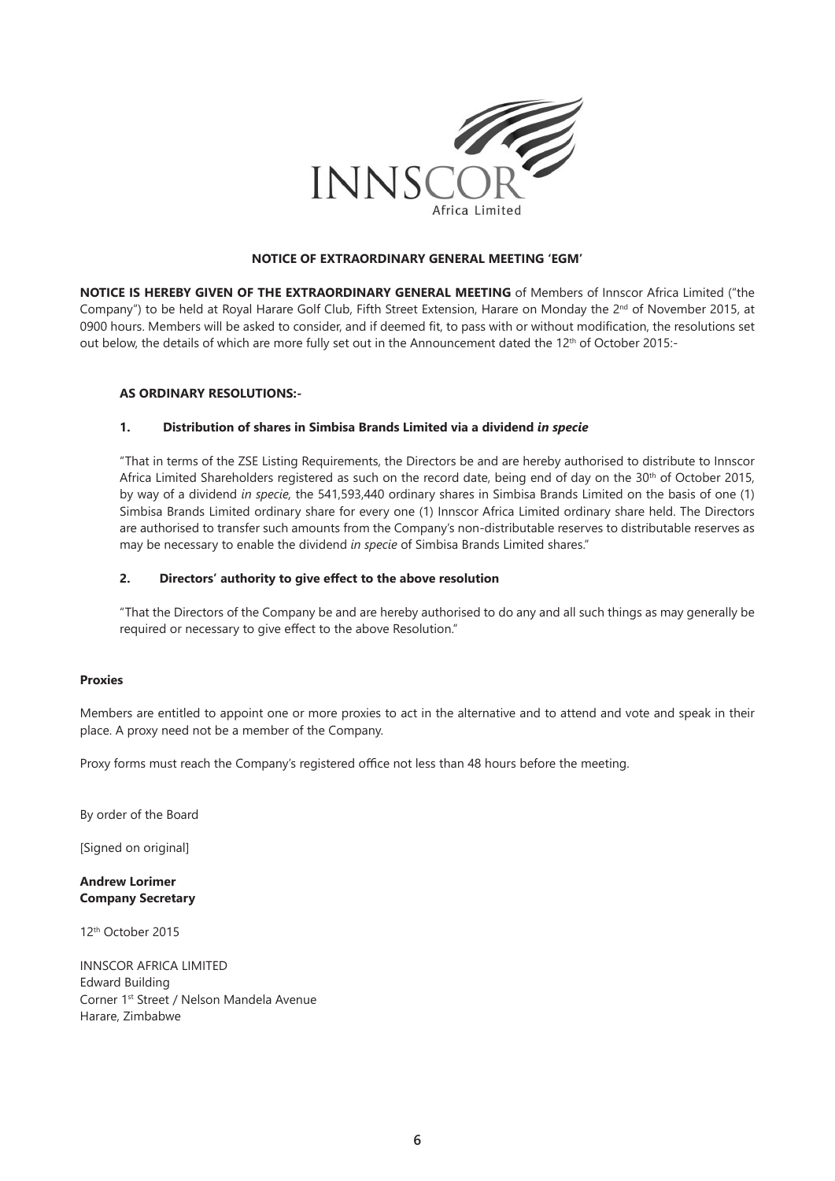INNSCOR Africa Limited

## NOTICE OF EXTRAORDINARY GENERAL MEETING 'EGM'

**NOTICE IS HEREBY GIVEN OF THE EXTRAORDINARY GENERAL MEETING** of Members of Innscor Africa Limited ("the Company") to be held at Royal Harare Golf Club, Fifth Street Extension, Harare on Monday the 2nd of November 2015, at 0900 hours. Members will be asked to consider, and if deemed fit, to pass with or without modification, the resolutions set out below, the details of which are more fully set out in the Announcement dated the 12th of October 2015:-

### AS ORDINARY RESOLUTIONS:-

#### 1. Distribution of shares in Simbisa Brands Limited via a dividend *in specie*

"That in terms of the ZSE Listing Requirements, the Directors be and are hereby authorised to distribute to Innscor Africa Limited Shareholders registered as such on the record date, being end of day on the 30th of October 2015, by way of a dividend *in specie,* the 541,593,440 ordinary shares in Simbisa Brands Limited on the basis of one (1) Simbisa Brands Limited ordinary share for every one (1) Innscor Africa Limited ordinary share held. The Directors are authorised to transfer such amounts from the Company's non-distributable reserves to distributable reserves as may be necessary to enable the dividend *in specie* of Simbisa Brands Limited shares."

#### 2. Directors' authority to give effect to the above resolution

"That the Directors of the Company be and are hereby authorised to do any and all such things as may generally be required or necessary to give effect to the above Resolution."

**Proxies**

Members are entitled to appoint one or more proxies to act in the alternative and to attend and vote and speak in their place. A proxy need not be a member of the Company.

Proxy forms must reach the Company's registered office not less than 48 hours before the meeting.

By order of the Board

[Signed on original]

**Andrew Lorimer**
**Company Secretary**

12th October 2015

INNSCOR AFRICA LIMITED
Edward Building
Corner 1st Street / Nelson Mandela Avenue
Harare, Zimbabwe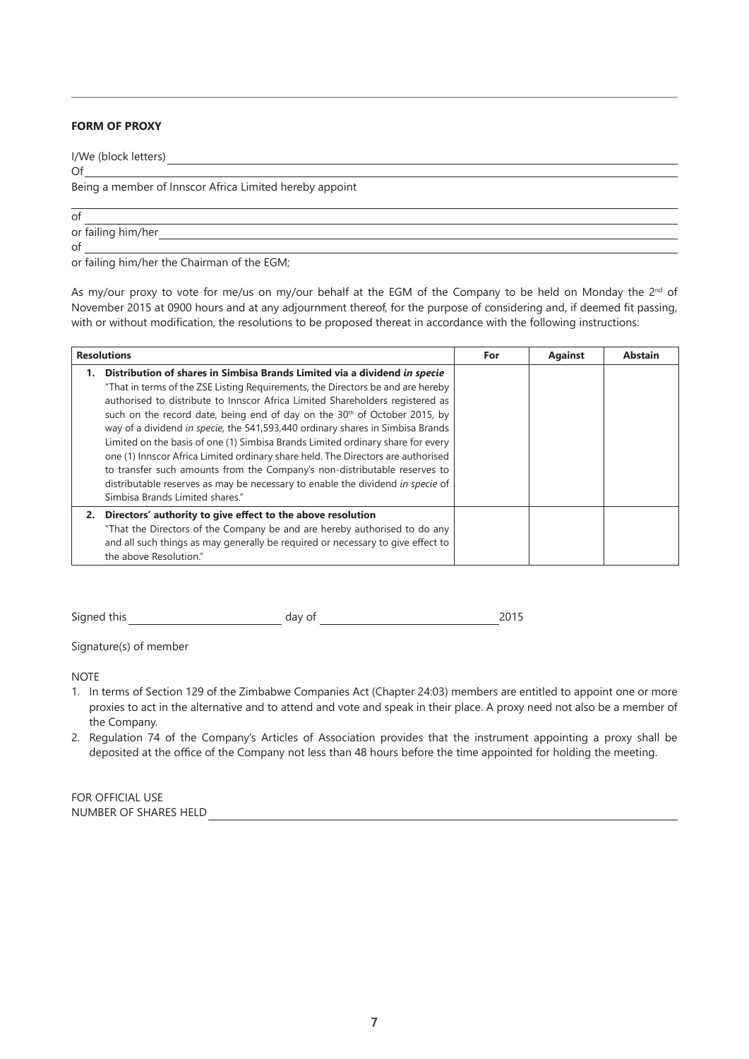**FORM OF PROXY**

I/We (block letters) \_\_\_\_\_\_\_\_\_\_\_\_\_\_\_\_\_\_\_\_\_\_\_\_\_\_\_\_\_\_\_\_\_\_\_\_\_\_\_\_

Of \_\_\_\_\_\_\_\_\_\_\_\_\_\_\_\_\_\_\_\_\_\_\_\_\_\_\_\_\_\_\_\_\_\_\_\_\_\_\_\_

Being a member of Innscor Africa Limited hereby appoint

\_\_\_\_\_\_\_\_\_\_\_\_\_\_\_\_\_\_\_\_\_\_\_\_\_\_\_\_\_\_\_\_\_\_\_\_\_\_\_\_

of \_\_\_\_\_\_\_\_\_\_\_\_\_\_\_\_\_\_\_\_\_\_\_\_\_\_\_\_\_\_\_\_\_\_\_\_\_\_\_\_

or failing him/her \_\_\_\_\_\_\_\_\_\_\_\_\_\_\_\_\_\_\_\_\_\_\_\_\_\_\_\_\_\_\_\_\_\_\_\_\_\_\_\_

of \_\_\_\_\_\_\_\_\_\_\_\_\_\_\_\_\_\_\_\_\_\_\_\_\_\_\_\_\_\_\_\_\_\_\_\_\_\_\_\_

or failing him/her the Chairman of the EGM;

As my/our proxy to vote for me/us on my/our behalf at the EGM of the Company to be held on Monday the 2nd of November 2015 at 0900 hours and at any adjournment thereof, for the purpose of considering and, if deemed fit passing, with or without modification, the resolutions to be proposed thereat in accordance with the following instructions:

| Resolutions | For | Against | Abstain |
|---|---|---|---|
| **1. Distribution of shares in Simbisa Brands Limited via a dividend *in specie*** "That in terms of the ZSE Listing Requirements, the Directors be and are hereby authorised to distribute to Innscor Africa Limited Shareholders registered as such on the record date, being end of day on the 30th of October 2015, by way of a dividend *in specie,* the 541,593,440 ordinary shares in Simbisa Brands Limited on the basis of one (1) Simbisa Brands Limited ordinary share for every one (1) Innscor Africa Limited ordinary share held. The Directors are authorised to transfer such amounts from the Company's non-distributable reserves to distributable reserves as may be necessary to enable the dividend *in specie* of Simbisa Brands Limited shares." | | | |
| **2. Directors' authority to give effect to the above resolution** "That the Directors of the Company be and are hereby authorised to do any and all such things as may generally be required or necessary to give effect to the above Resolution." | | | |

Signed this \_\_\_\_\_\_\_\_\_\_\_\_\_\_\_\_\_\_\_\_ day of \_\_\_\_\_\_\_\_\_\_\_\_\_\_\_\_\_\_\_\_ 2015

Signature(s) of member

NOTE

1. In terms of Section 129 of the Zimbabwe Companies Act (Chapter 24:03) members are entitled to appoint one or more proxies to act in the alternative and to attend and vote and speak in their place. A proxy need not also be a member of the Company.
2. Regulation 74 of the Company's Articles of Association provides that the instrument appointing a proxy shall be deposited at the office of the Company not less than 48 hours before the time appointed for holding the meeting.

FOR OFFICIAL USE

NUMBER OF SHARES HELD \_\_\_\_\_\_\_\_\_\_\_\_\_\_\_\_\_\_\_\_\_\_\_\_\_\_\_\_\_\_\_\_\_\_\_\_\_\_\_\_